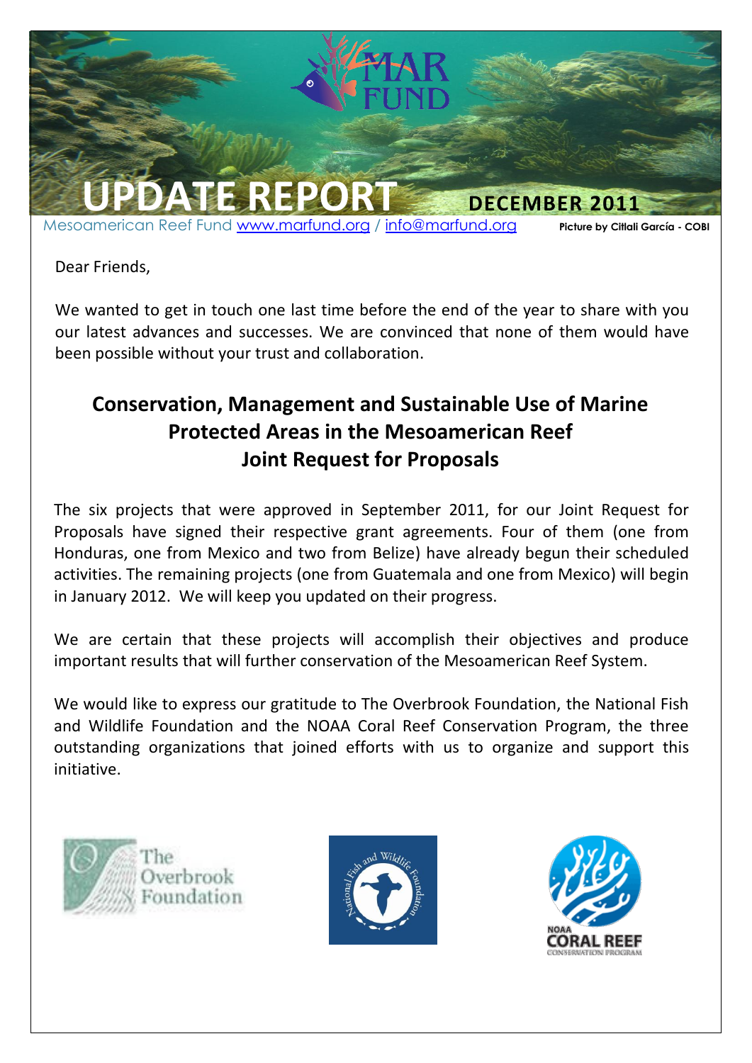# UPDATE REPORT

**DECEMBER 2011**

Mesoamerican Reef Fund www.marfund.org / info@marfund.org

Picture by Citlali García - COBI

Dear Friends,

We wanted to get in touch one last time before the end of the year to share with you our latest advances and successes. We are convinced that none of them would have been possible without your trust and collaboration.

## Conservation, Management and Sustainable Use of Marine Protected Areas in the Mesoamerican Reef Joint Request for Proposals

The six projects that were approved in September 2011, for our Joint Request for Proposals have signed their respective grant agreements. Four of them (one from Honduras, one from Mexico and two from Belize) have already begun their scheduled activities. The remaining projects (one from Guatemala and one from Mexico) will begin in January 2012. We will keep you updated on their progress.

We are certain that these projects will accomplish their objectives and produce important results that will further conservation of the Mesoamerican Reef System.

We would like to express our gratitude to The Overbrook Foundation, the National Fish and Wildlife Foundation and the NOAA Coral Reef Conservation Program, the three outstanding organizations that joined efforts with us to organize and support this initiative.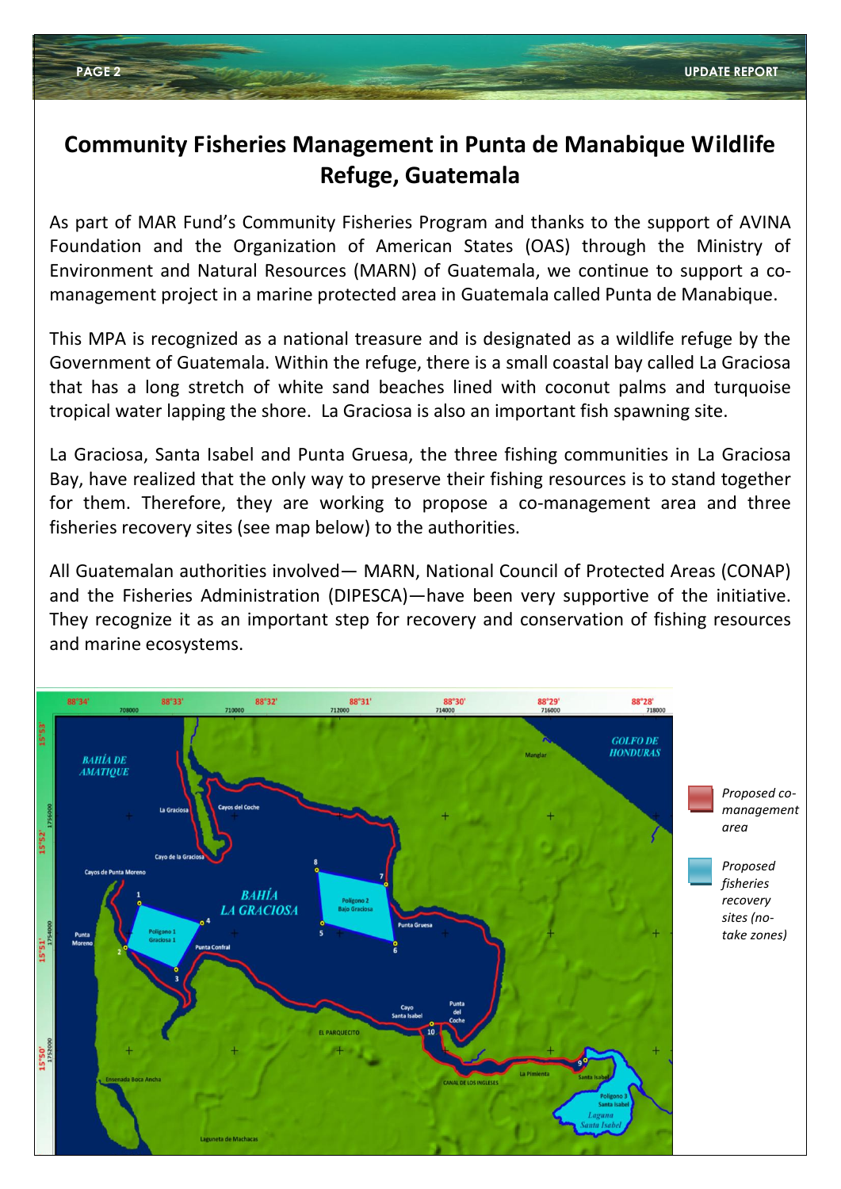# Community Fisheries Management in Punta de Manabique Wildlife Refuge, Guatemala

As part of MAR Fund's Community Fisheries Program and thanks to the support of AVINA Foundation and the Organization of American States (OAS) through the Ministry of Environment and Natural Resources (MARN) of Guatemala, we continue to support a co-management project in a marine protected area in Guatemala called Punta de Manabique.

This MPA is recognized as a national treasure and is designated as a wildlife refuge by the Government of Guatemala. Within the refuge, there is a small coastal bay called La Graciosa that has a long stretch of white sand beaches lined with coconut palms and turquoise tropical water lapping the shore. La Graciosa is also an important fish spawning site.

La Graciosa, Santa Isabel and Punta Gruesa, the three fishing communities in La Graciosa Bay, have realized that the only way to preserve their fishing resources is to stand together for them. Therefore, they are working to propose a co-management area and three fisheries recovery sites (see map below) to the authorities.

All Guatemalan authorities involved— MARN, National Council of Protected Areas (CONAP) and the Fisheries Administration (DIPESCA)—have been very supportive of the initiative. They recognize it as an important step for recovery and conservation of fishing resources and marine ecosystems.

*Proposed co-management area*

*Proposed fisheries recovery sites (no-take zones)*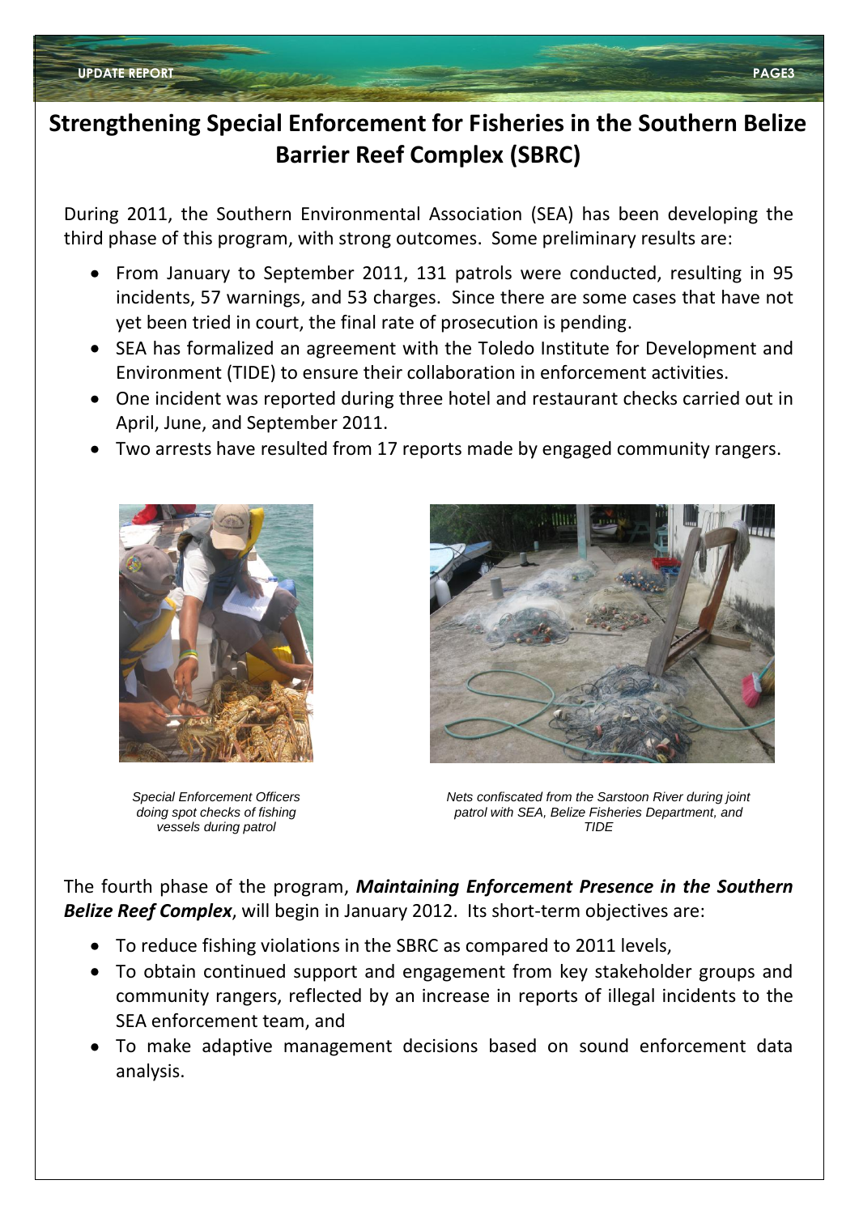# Strengthening Special Enforcement for Fisheries in the Southern Belize Barrier Reef Complex (SBRC)

During 2011, the Southern Environmental Association (SEA) has been developing the third phase of this program, with strong outcomes. Some preliminary results are:

- From January to September 2011, 131 patrols were conducted, resulting in 95 incidents, 57 warnings, and 53 charges. Since there are some cases that have not yet been tried in court, the final rate of prosecution is pending.
- SEA has formalized an agreement with the Toledo Institute for Development and Environment (TIDE) to ensure their collaboration in enforcement activities.
- One incident was reported during three hotel and restaurant checks carried out in April, June, and September 2011.
- Two arrests have resulted from 17 reports made by engaged community rangers.

*Special Enforcement Officers doing spot checks of fishing vessels during patrol*

*Nets confiscated from the Sarstoon River during joint patrol with SEA, Belize Fisheries Department, and TIDE*

The fourth phase of the program, ***Maintaining Enforcement Presence in the Southern Belize Reef Complex***, will begin in January 2012. Its short-term objectives are:

- To reduce fishing violations in the SBRC as compared to 2011 levels,
- To obtain continued support and engagement from key stakeholder groups and community rangers, reflected by an increase in reports of illegal incidents to the SEA enforcement team, and
- To make adaptive management decisions based on sound enforcement data analysis.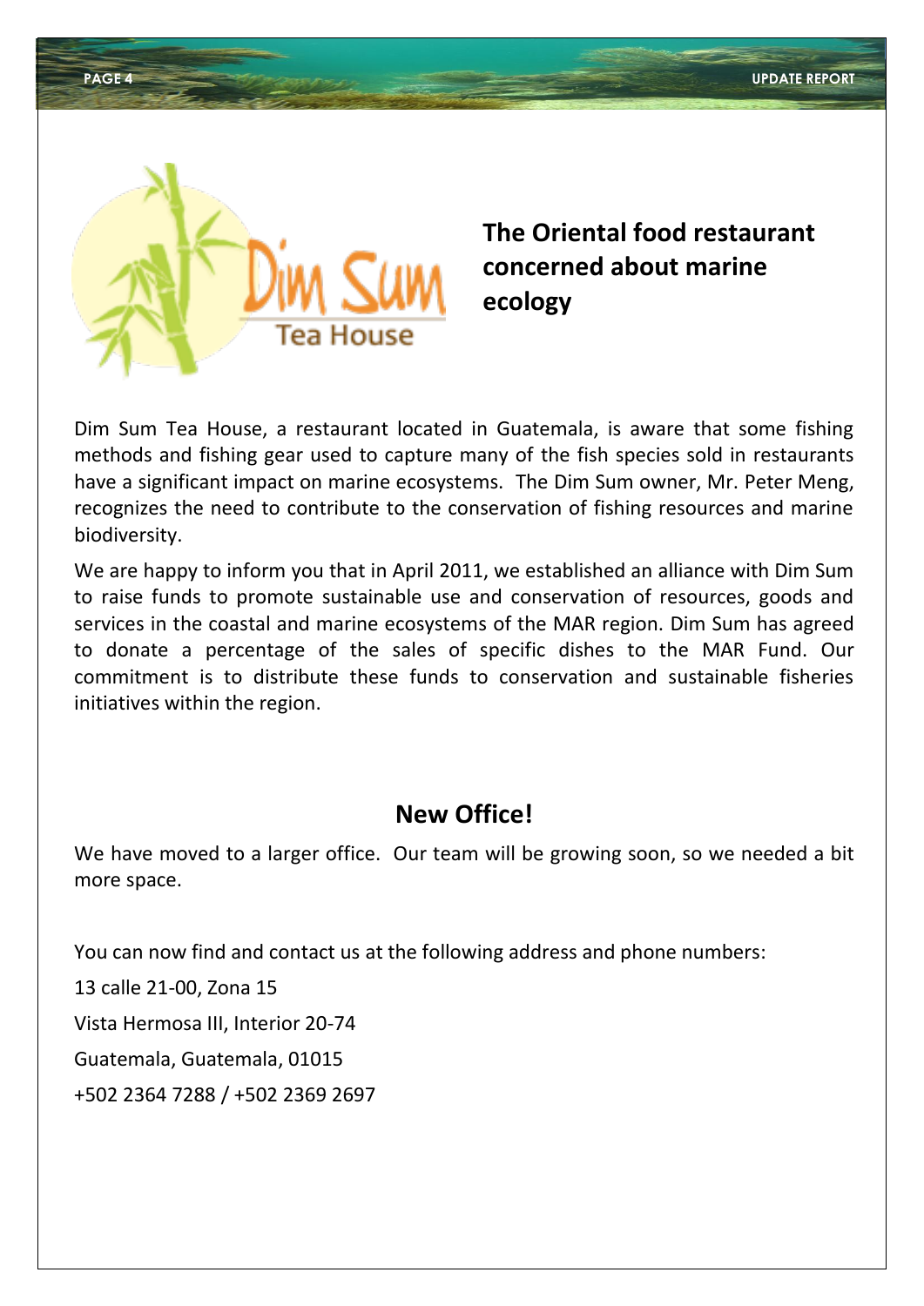## The Oriental food restaurant concerned about marine ecology

Dim Sum Tea House, a restaurant located in Guatemala, is aware that some fishing methods and fishing gear used to capture many of the fish species sold in restaurants have a significant impact on marine ecosystems. The Dim Sum owner, Mr. Peter Meng, recognizes the need to contribute to the conservation of fishing resources and marine biodiversity.

We are happy to inform you that in April 2011, we established an alliance with Dim Sum to raise funds to promote sustainable use and conservation of resources, goods and services in the coastal and marine ecosystems of the MAR region. Dim Sum has agreed to donate a percentage of the sales of specific dishes to the MAR Fund. Our commitment is to distribute these funds to conservation and sustainable fisheries initiatives within the region.

## New Office!

We have moved to a larger office. Our team will be growing soon, so we needed a bit more space.

You can now find and contact us at the following address and phone numbers:

13 calle 21-00, Zona 15

Vista Hermosa III, Interior 20-74

Guatemala, Guatemala, 01015

+502 2364 7288 / +502 2369 2697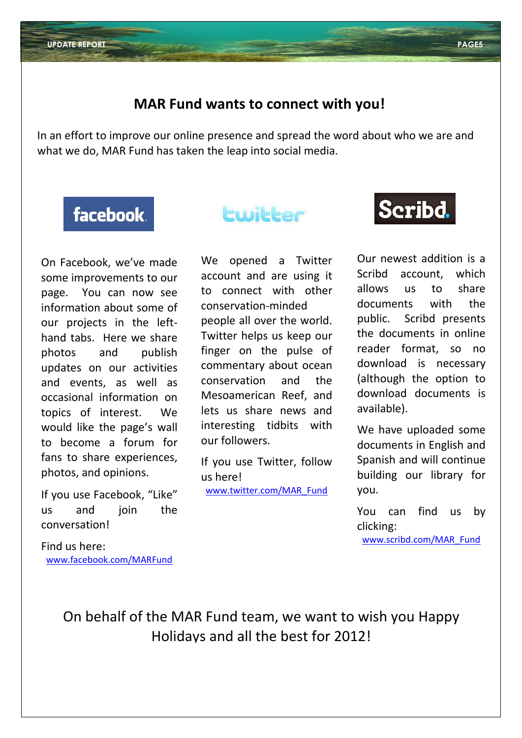## MAR Fund wants to connect with you!

In an effort to improve our online presence and spread the word about who we are and what we do, MAR Fund has taken the leap into social media.

facebook

On Facebook, we've made some improvements to our page. You can now see information about some of our projects in the left-hand tabs. Here we share photos and publish updates on our activities and events, as well as occasional information on topics of interest. We would like the page's wall to become a forum for fans to share experiences, photos, and opinions.

If you use Facebook, "Like" us and join the conversation!

Find us here:
www.facebook.com/MARFund

twitter

We opened a Twitter account and are using it to connect with other conservation-minded people all over the world. Twitter helps us keep our finger on the pulse of commentary about ocean conservation and the Mesoamerican Reef, and lets us share news and interesting tidbits with our followers.

If you use Twitter, follow us here!
www.twitter.com/MAR_Fund

Scribd.

Our newest addition is a Scribd account, which allows us to share documents with the public. Scribd presents the documents in online reader format, so no download is necessary (although the option to download documents is available).

We have uploaded some documents in English and Spanish and will continue building our library for you.

You can find us by clicking:
www.scribd.com/MAR_Fund

On behalf of the MAR Fund team, we want to wish you Happy Holidays and all the best for 2012!